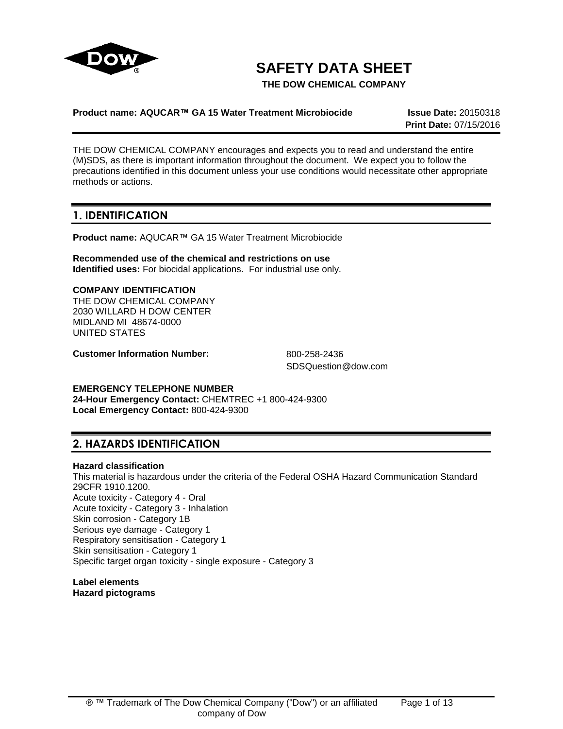# SAFETY DATA SHEET

**THE DOW CHEMICAL COMPANY**

**Product name: AQUCAR™ GA 15 Water Treatment Microbiocide** **Issue Date:** 20150318
**Print Date:** 07/15/2016

THE DOW CHEMICAL COMPANY encourages and expects you to read and understand the entire (M)SDS, as there is important information throughout the document. We expect you to follow the precautions identified in this document unless your use conditions would necessitate other appropriate methods or actions.

## 1. IDENTIFICATION

**Product name:** AQUCAR™ GA 15 Water Treatment Microbiocide

**Recommended use of the chemical and restrictions on use**
**Identified uses:** For biocidal applications. For industrial use only.

**COMPANY IDENTIFICATION**
THE DOW CHEMICAL COMPANY
2030 WILLARD H DOW CENTER
MIDLAND MI 48674-0000
UNITED STATES

**Customer Information Number:** 800-258-2436
SDSQuestion@dow.com

**EMERGENCY TELEPHONE NUMBER**
**24-Hour Emergency Contact:** CHEMTREC +1 800-424-9300
**Local Emergency Contact:** 800-424-9300

## 2. HAZARDS IDENTIFICATION

**Hazard classification**
This material is hazardous under the criteria of the Federal OSHA Hazard Communication Standard 29CFR 1910.1200.
Acute toxicity - Category 4 - Oral
Acute toxicity - Category 3 - Inhalation
Skin corrosion - Category 1B
Serious eye damage - Category 1
Respiratory sensitisation - Category 1
Skin sensitisation - Category 1
Specific target organ toxicity - single exposure - Category 3

**Label elements**
**Hazard pictograms**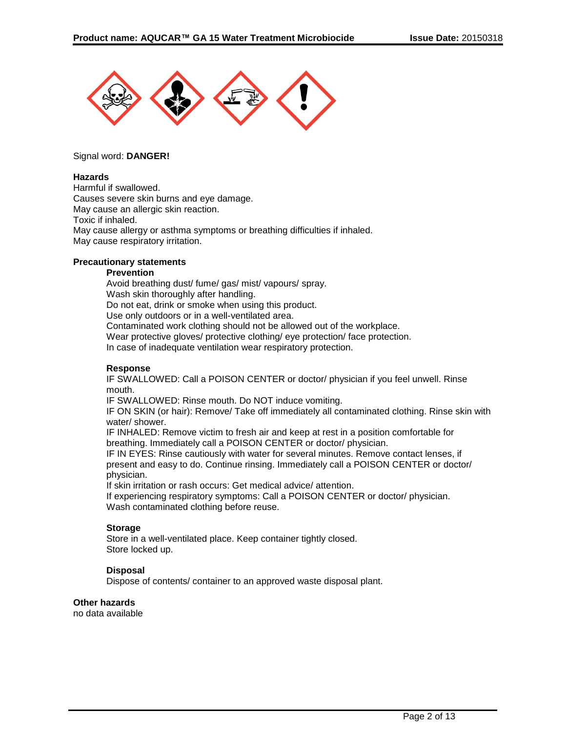Signal word: **DANGER!**

**Hazards**

Harmful if swallowed.
Causes severe skin burns and eye damage.
May cause an allergic skin reaction.
Toxic if inhaled.
May cause allergy or asthma symptoms or breathing difficulties if inhaled.
May cause respiratory irritation.

**Precautionary statements**

**Prevention**

Avoid breathing dust/ fume/ gas/ mist/ vapours/ spray.
Wash skin thoroughly after handling.
Do not eat, drink or smoke when using this product.
Use only outdoors or in a well-ventilated area.
Contaminated work clothing should not be allowed out of the workplace.
Wear protective gloves/ protective clothing/ eye protection/ face protection.
In case of inadequate ventilation wear respiratory protection.

**Response**

IF SWALLOWED: Call a POISON CENTER or doctor/ physician if you feel unwell. Rinse mouth.
IF SWALLOWED: Rinse mouth. Do NOT induce vomiting.
IF ON SKIN (or hair): Remove/ Take off immediately all contaminated clothing. Rinse skin with water/ shower.
IF INHALED: Remove victim to fresh air and keep at rest in a position comfortable for breathing. Immediately call a POISON CENTER or doctor/ physician.
IF IN EYES: Rinse cautiously with water for several minutes. Remove contact lenses, if present and easy to do. Continue rinsing. Immediately call a POISON CENTER or doctor/ physician.
If skin irritation or rash occurs: Get medical advice/ attention.
If experiencing respiratory symptoms: Call a POISON CENTER or doctor/ physician.
Wash contaminated clothing before reuse.

**Storage**

Store in a well-ventilated place. Keep container tightly closed.
Store locked up.

**Disposal**

Dispose of contents/ container to an approved waste disposal plant.

**Other hazards**

no data available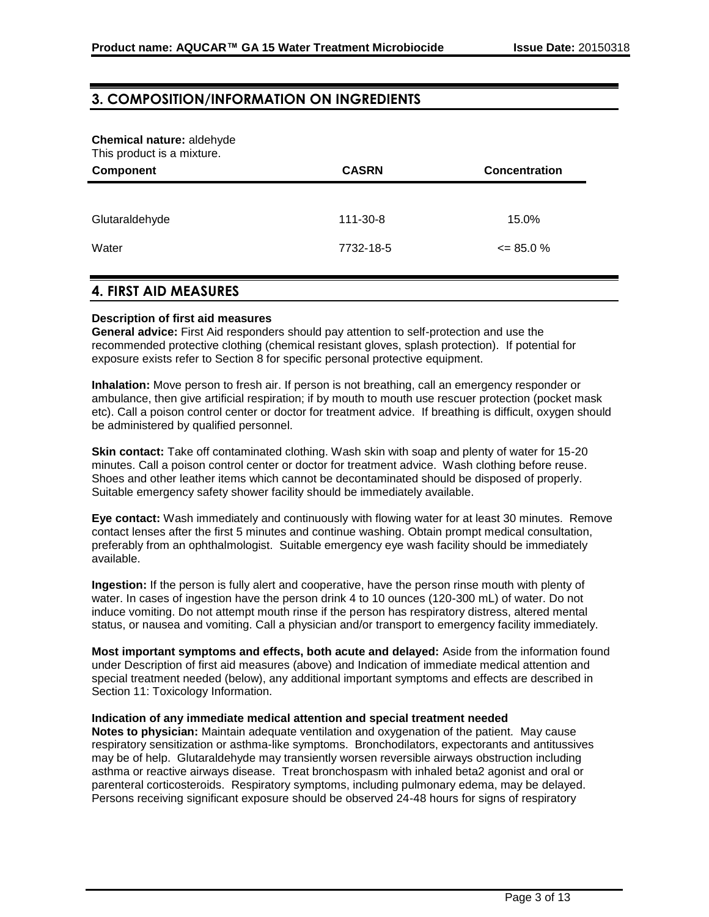## 3. COMPOSITION/INFORMATION ON INGREDIENTS

**Chemical nature:** aldehyde
This product is a mixture.

| Component | CASRN | Concentration |
|---|---|---|
| Glutaraldehyde | 111-30-8 | 15.0% |
| Water | 7732-18-5 | <= 85.0 % |

## 4. FIRST AID MEASURES

**Description of first aid measures**

**General advice:** First Aid responders should pay attention to self-protection and use the recommended protective clothing (chemical resistant gloves, splash protection). If potential for exposure exists refer to Section 8 for specific personal protective equipment.

**Inhalation:** Move person to fresh air. If person is not breathing, call an emergency responder or ambulance, then give artificial respiration; if by mouth to mouth use rescuer protection (pocket mask etc). Call a poison control center or doctor for treatment advice. If breathing is difficult, oxygen should be administered by qualified personnel.

**Skin contact:** Take off contaminated clothing. Wash skin with soap and plenty of water for 15-20 minutes. Call a poison control center or doctor for treatment advice. Wash clothing before reuse. Shoes and other leather items which cannot be decontaminated should be disposed of properly. Suitable emergency safety shower facility should be immediately available.

**Eye contact:** Wash immediately and continuously with flowing water for at least 30 minutes. Remove contact lenses after the first 5 minutes and continue washing. Obtain prompt medical consultation, preferably from an ophthalmologist. Suitable emergency eye wash facility should be immediately available.

**Ingestion:** If the person is fully alert and cooperative, have the person rinse mouth with plenty of water. In cases of ingestion have the person drink 4 to 10 ounces (120-300 mL) of water. Do not induce vomiting. Do not attempt mouth rinse if the person has respiratory distress, altered mental status, or nausea and vomiting. Call a physician and/or transport to emergency facility immediately.

**Most important symptoms and effects, both acute and delayed:** Aside from the information found under Description of first aid measures (above) and Indication of immediate medical attention and special treatment needed (below), any additional important symptoms and effects are described in Section 11: Toxicology Information.

**Indication of any immediate medical attention and special treatment needed**

**Notes to physician:** Maintain adequate ventilation and oxygenation of the patient. May cause respiratory sensitization or asthma-like symptoms. Bronchodilators, expectorants and antitussives may be of help. Glutaraldehyde may transiently worsen reversible airways obstruction including asthma or reactive airways disease. Treat bronchospasm with inhaled beta2 agonist and oral or parenteral corticosteroids. Respiratory symptoms, including pulmonary edema, may be delayed. Persons receiving significant exposure should be observed 24-48 hours for signs of respiratory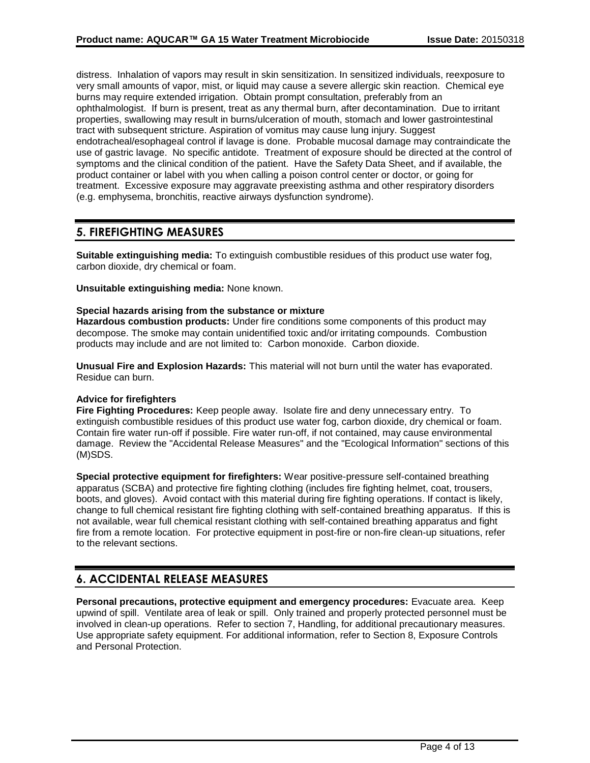distress. Inhalation of vapors may result in skin sensitization. In sensitized individuals, reexposure to very small amounts of vapor, mist, or liquid may cause a severe allergic skin reaction. Chemical eye burns may require extended irrigation. Obtain prompt consultation, preferably from an ophthalmologist. If burn is present, treat as any thermal burn, after decontamination. Due to irritant properties, swallowing may result in burns/ulceration of mouth, stomach and lower gastrointestinal tract with subsequent stricture. Aspiration of vomitus may cause lung injury. Suggest endotracheal/esophageal control if lavage is done. Probable mucosal damage may contraindicate the use of gastric lavage. No specific antidote. Treatment of exposure should be directed at the control of symptoms and the clinical condition of the patient. Have the Safety Data Sheet, and if available, the product container or label with you when calling a poison control center or doctor, or going for treatment. Excessive exposure may aggravate preexisting asthma and other respiratory disorders (e.g. emphysema, bronchitis, reactive airways dysfunction syndrome).

## 5. FIREFIGHTING MEASURES

**Suitable extinguishing media:** To extinguish combustible residues of this product use water fog, carbon dioxide, dry chemical or foam.

**Unsuitable extinguishing media:** None known.

**Special hazards arising from the substance or mixture**
**Hazardous combustion products:** Under fire conditions some components of this product may decompose. The smoke may contain unidentified toxic and/or irritating compounds. Combustion products may include and are not limited to: Carbon monoxide. Carbon dioxide.

**Unusual Fire and Explosion Hazards:** This material will not burn until the water has evaporated. Residue can burn.

**Advice for firefighters**
**Fire Fighting Procedures:** Keep people away. Isolate fire and deny unnecessary entry. To extinguish combustible residues of this product use water fog, carbon dioxide, dry chemical or foam. Contain fire water run-off if possible. Fire water run-off, if not contained, may cause environmental damage. Review the "Accidental Release Measures" and the "Ecological Information" sections of this (M)SDS.

**Special protective equipment for firefighters:** Wear positive-pressure self-contained breathing apparatus (SCBA) and protective fire fighting clothing (includes fire fighting helmet, coat, trousers, boots, and gloves). Avoid contact with this material during fire fighting operations. If contact is likely, change to full chemical resistant fire fighting clothing with self-contained breathing apparatus. If this is not available, wear full chemical resistant clothing with self-contained breathing apparatus and fight fire from a remote location. For protective equipment in post-fire or non-fire clean-up situations, refer to the relevant sections.

## 6. ACCIDENTAL RELEASE MEASURES

**Personal precautions, protective equipment and emergency procedures:** Evacuate area. Keep upwind of spill. Ventilate area of leak or spill. Only trained and properly protected personnel must be involved in clean-up operations. Refer to section 7, Handling, for additional precautionary measures. Use appropriate safety equipment. For additional information, refer to Section 8, Exposure Controls and Personal Protection.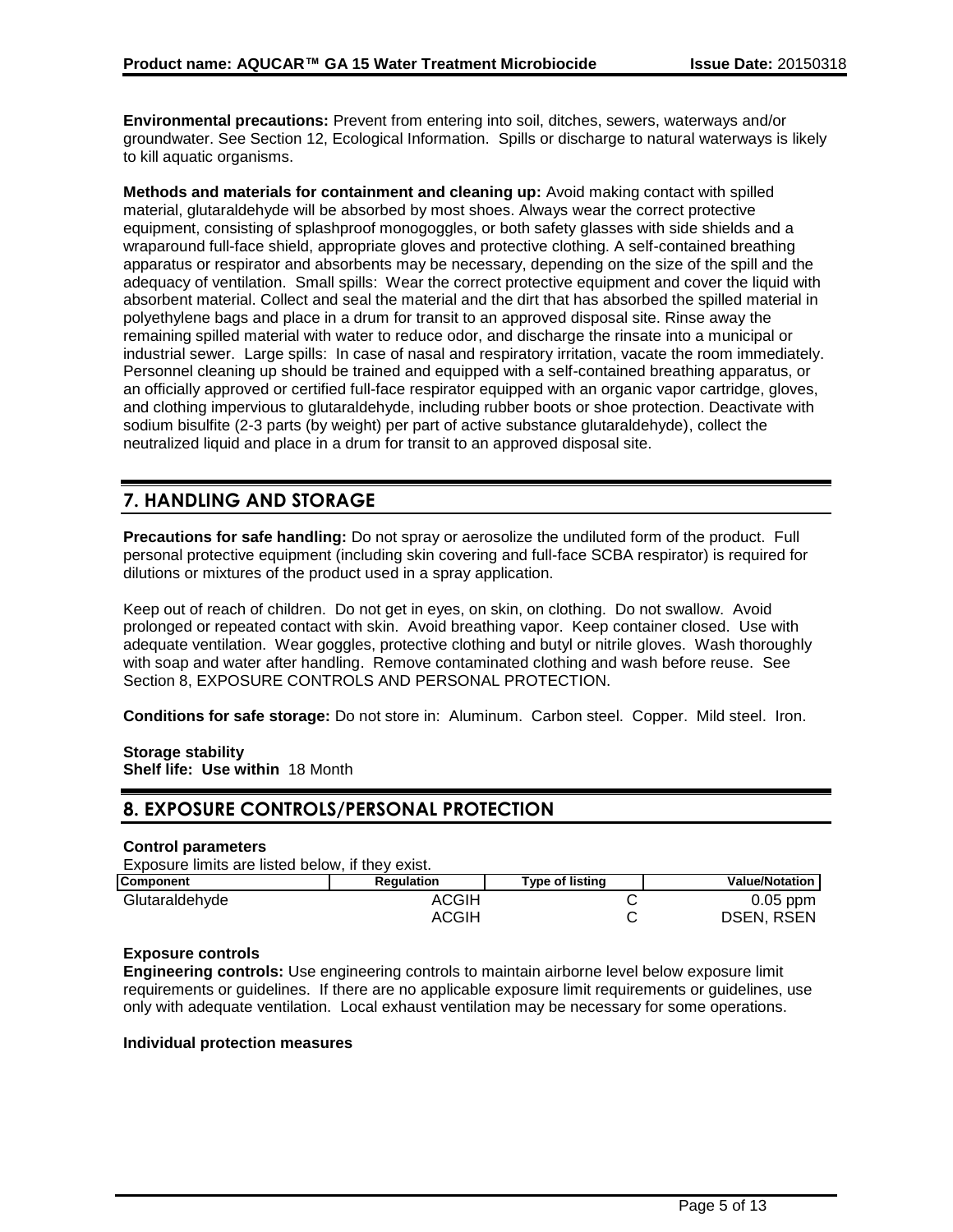**Environmental precautions:** Prevent from entering into soil, ditches, sewers, waterways and/or groundwater. See Section 12, Ecological Information. Spills or discharge to natural waterways is likely to kill aquatic organisms.

**Methods and materials for containment and cleaning up:** Avoid making contact with spilled material, glutaraldehyde will be absorbed by most shoes. Always wear the correct protective equipment, consisting of splashproof monogoggles, or both safety glasses with side shields and a wraparound full-face shield, appropriate gloves and protective clothing. A self-contained breathing apparatus or respirator and absorbents may be necessary, depending on the size of the spill and the adequacy of ventilation. Small spills: Wear the correct protective equipment and cover the liquid with absorbent material. Collect and seal the material and the dirt that has absorbed the spilled material in polyethylene bags and place in a drum for transit to an approved disposal site. Rinse away the remaining spilled material with water to reduce odor, and discharge the rinsate into a municipal or industrial sewer. Large spills: In case of nasal and respiratory irritation, vacate the room immediately. Personnel cleaning up should be trained and equipped with a self-contained breathing apparatus, or an officially approved or certified full-face respirator equipped with an organic vapor cartridge, gloves, and clothing impervious to glutaraldehyde, including rubber boots or shoe protection. Deactivate with sodium bisulfite (2-3 parts (by weight) per part of active substance glutaraldehyde), collect the neutralized liquid and place in a drum for transit to an approved disposal site.

## 7. HANDLING AND STORAGE

**Precautions for safe handling:** Do not spray or aerosolize the undiluted form of the product. Full personal protective equipment (including skin covering and full-face SCBA respirator) is required for dilutions or mixtures of the product used in a spray application.

Keep out of reach of children. Do not get in eyes, on skin, on clothing. Do not swallow. Avoid prolonged or repeated contact with skin. Avoid breathing vapor. Keep container closed. Use with adequate ventilation. Wear goggles, protective clothing and butyl or nitrile gloves. Wash thoroughly with soap and water after handling. Remove contaminated clothing and wash before reuse. See Section 8, EXPOSURE CONTROLS AND PERSONAL PROTECTION.

**Conditions for safe storage:** Do not store in: Aluminum. Carbon steel. Copper. Mild steel. Iron.

**Storage stability**
**Shelf life: Use within** 18 Month

## 8. EXPOSURE CONTROLS/PERSONAL PROTECTION

**Control parameters**

Exposure limits are listed below, if they exist.

| Component | Regulation | Type of listing | Value/Notation |
|---|---|---|---|
| Glutaraldehyde | ACGIH | C | 0.05 ppm |
| | ACGIH | C | DSEN, RSEN |

**Exposure controls**

**Engineering controls:** Use engineering controls to maintain airborne level below exposure limit requirements or guidelines. If there are no applicable exposure limit requirements or guidelines, use only with adequate ventilation. Local exhaust ventilation may be necessary for some operations.

**Individual protection measures**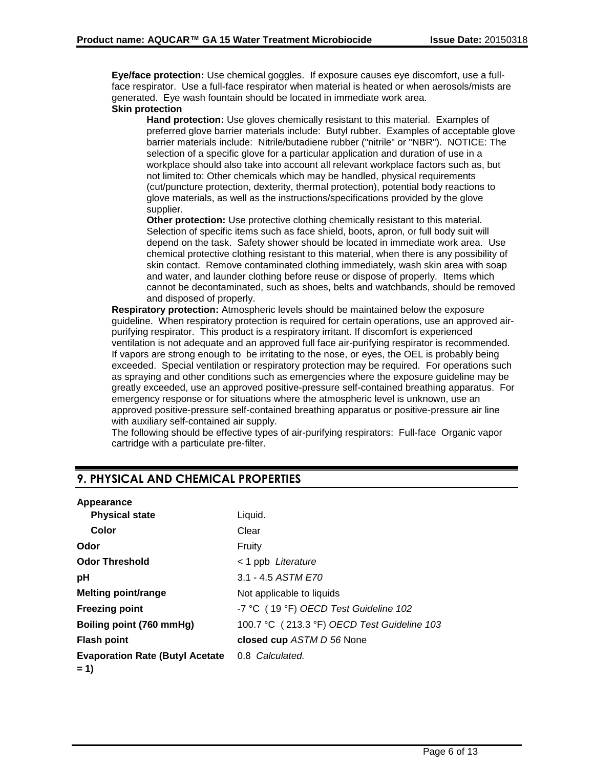**Eye/face protection:** Use chemical goggles. If exposure causes eye discomfort, use a full-face respirator. Use a full-face respirator when material is heated or when aerosols/mists are generated. Eye wash fountain should be located in immediate work area.

**Skin protection**

**Hand protection:** Use gloves chemically resistant to this material. Examples of preferred glove barrier materials include: Butyl rubber. Examples of acceptable glove barrier materials include: Nitrile/butadiene rubber ("nitrile" or "NBR"). NOTICE: The selection of a specific glove for a particular application and duration of use in a workplace should also take into account all relevant workplace factors such as, but not limited to: Other chemicals which may be handled, physical requirements (cut/puncture protection, dexterity, thermal protection), potential body reactions to glove materials, as well as the instructions/specifications provided by the glove supplier.

**Other protection:** Use protective clothing chemically resistant to this material. Selection of specific items such as face shield, boots, apron, or full body suit will depend on the task. Safety shower should be located in immediate work area. Use chemical protective clothing resistant to this material, when there is any possibility of skin contact. Remove contaminated clothing immediately, wash skin area with soap and water, and launder clothing before reuse or dispose of properly. Items which cannot be decontaminated, such as shoes, belts and watchbands, should be removed and disposed of properly.

**Respiratory protection:** Atmospheric levels should be maintained below the exposure guideline. When respiratory protection is required for certain operations, use an approved air-purifying respirator. This product is a respiratory irritant. If discomfort is experienced ventilation is not adequate and an approved full face air-purifying respirator is recommended. If vapors are strong enough to be irritating to the nose, or eyes, the OEL is probably being exceeded. Special ventilation or respiratory protection may be required. For operations such as spraying and other conditions such as emergencies where the exposure guideline may be greatly exceeded, use an approved positive-pressure self-contained breathing apparatus. For emergency response or for situations where the atmospheric level is unknown, use an approved positive-pressure self-contained breathing apparatus or positive-pressure air line with auxiliary self-contained air supply.

The following should be effective types of air-purifying respirators: Full-face Organic vapor cartridge with a particulate pre-filter.

## 9. PHYSICAL AND CHEMICAL PROPERTIES

| | |
|---|---|
| **Appearance** | |
| **Physical state** | Liquid. |
| **Color** | Clear |
| **Odor** | Fruity |
| **Odor Threshold** | < 1 ppb *Literature* |
| **pH** | 3.1 - 4.5 *ASTM E70* |
| **Melting point/range** | Not applicable to liquids |
| **Freezing point** | -7 °C ( 19 °F) *OECD Test Guideline 102* |
| **Boiling point (760 mmHg)** | 100.7 °C ( 213.3 °F) *OECD Test Guideline 103* |
| **Flash point** | **closed cup** *ASTM D 56* None |
| **Evaporation Rate (Butyl Acetate = 1)** | 0.8 *Calculated.* |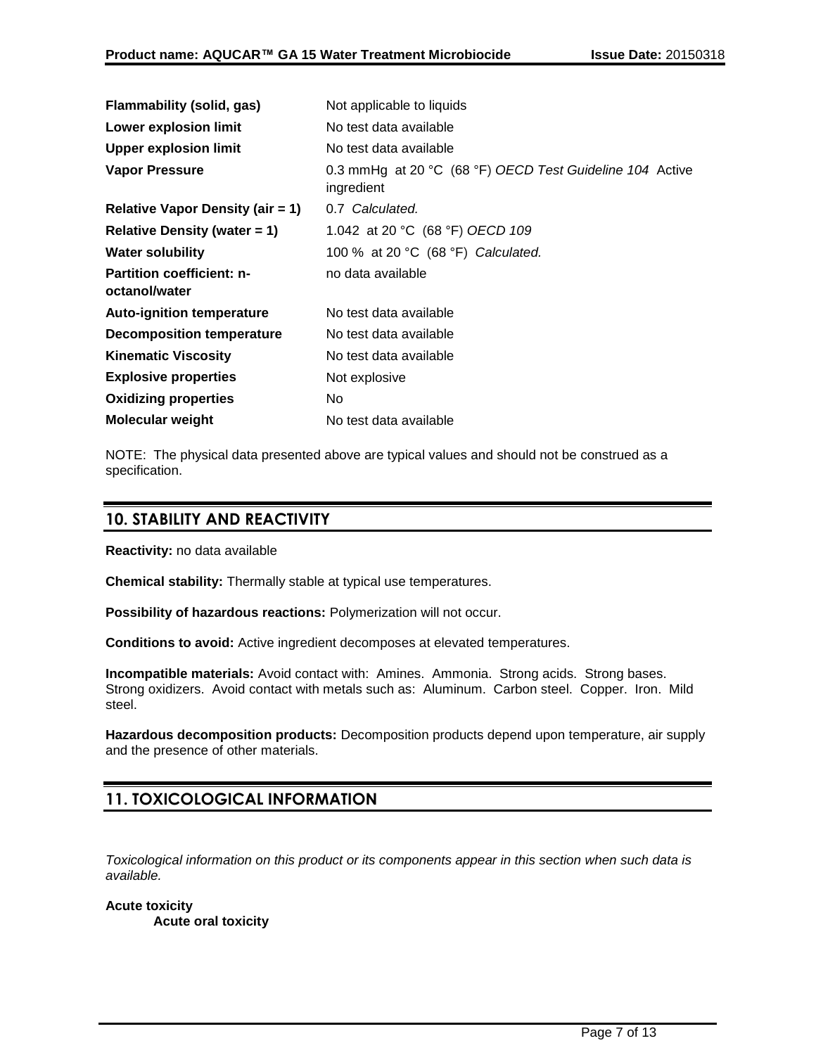| | |
|---|---|
| **Flammability (solid, gas)** | Not applicable to liquids |
| **Lower explosion limit** | No test data available |
| **Upper explosion limit** | No test data available |
| **Vapor Pressure** | 0.3 mmHg at 20 °C (68 °F) *OECD Test Guideline 104* Active ingredient |
| **Relative Vapor Density (air = 1)** | 0.7 *Calculated.* |
| **Relative Density (water = 1)** | 1.042 at 20 °C (68 °F) *OECD 109* |
| **Water solubility** | 100 % at 20 °C (68 °F) *Calculated.* |
| **Partition coefficient: n-octanol/water** | no data available |
| **Auto-ignition temperature** | No test data available |
| **Decomposition temperature** | No test data available |
| **Kinematic Viscosity** | No test data available |
| **Explosive properties** | Not explosive |
| **Oxidizing properties** | No |
| **Molecular weight** | No test data available |

NOTE: The physical data presented above are typical values and should not be construed as a specification.

## 10. STABILITY AND REACTIVITY

**Reactivity:** no data available

**Chemical stability:** Thermally stable at typical use temperatures.

**Possibility of hazardous reactions:** Polymerization will not occur.

**Conditions to avoid:** Active ingredient decomposes at elevated temperatures.

**Incompatible materials:** Avoid contact with: Amines. Ammonia. Strong acids. Strong bases. Strong oxidizers. Avoid contact with metals such as: Aluminum. Carbon steel. Copper. Iron. Mild steel.

**Hazardous decomposition products:** Decomposition products depend upon temperature, air supply and the presence of other materials.

## 11. TOXICOLOGICAL INFORMATION

*Toxicological information on this product or its components appear in this section when such data is available.*

**Acute toxicity**

**Acute oral toxicity**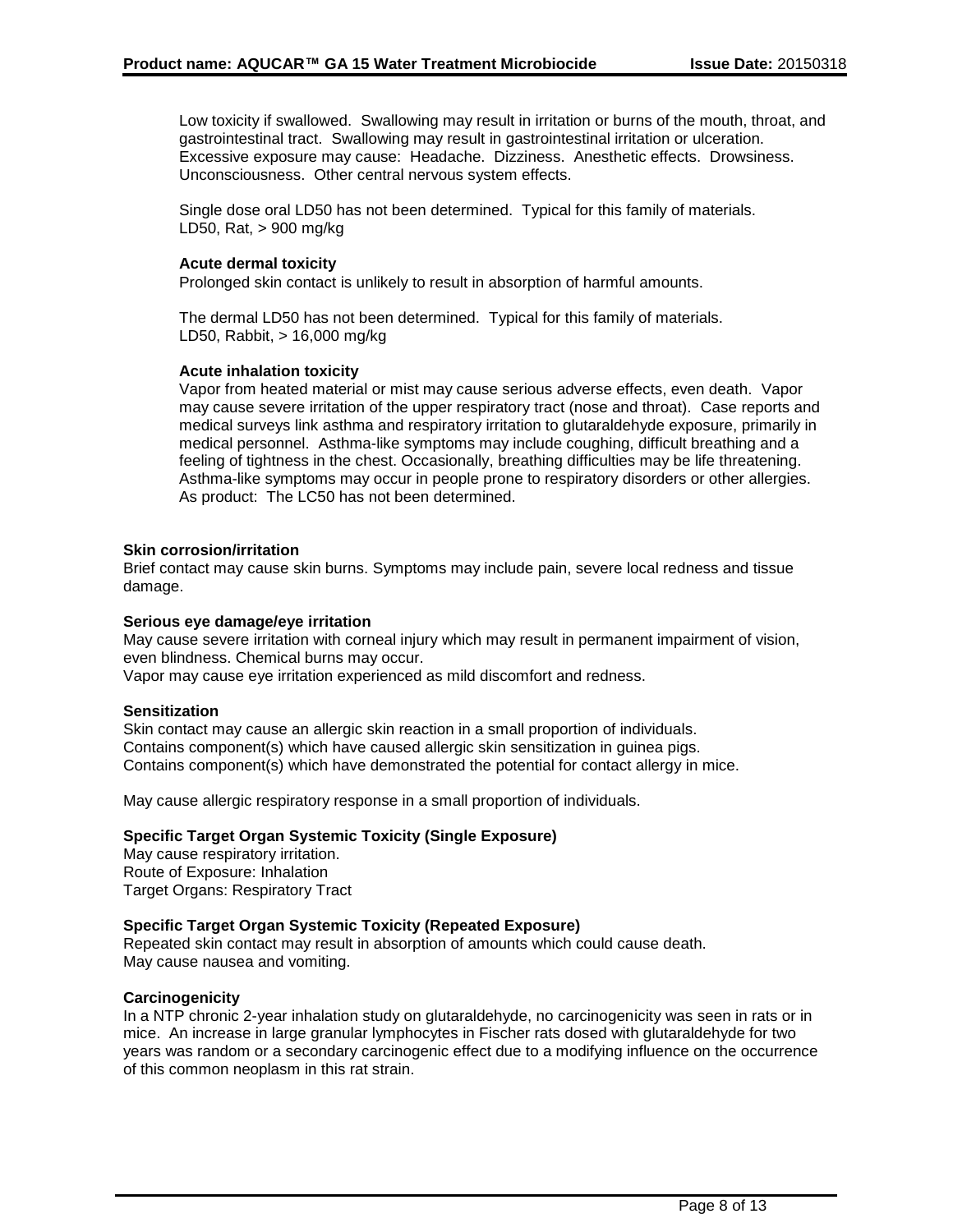Low toxicity if swallowed. Swallowing may result in irritation or burns of the mouth, throat, and gastrointestinal tract. Swallowing may result in gastrointestinal irritation or ulceration. Excessive exposure may cause: Headache. Dizziness. Anesthetic effects. Drowsiness. Unconsciousness. Other central nervous system effects.

Single dose oral LD50 has not been determined. Typical for this family of materials.
LD50, Rat, > 900 mg/kg

**Acute dermal toxicity**
Prolonged skin contact is unlikely to result in absorption of harmful amounts.

The dermal LD50 has not been determined. Typical for this family of materials.
LD50, Rabbit, > 16,000 mg/kg

**Acute inhalation toxicity**
Vapor from heated material or mist may cause serious adverse effects, even death. Vapor may cause severe irritation of the upper respiratory tract (nose and throat). Case reports and medical surveys link asthma and respiratory irritation to glutaraldehyde exposure, primarily in medical personnel. Asthma-like symptoms may include coughing, difficult breathing and a feeling of tightness in the chest. Occasionally, breathing difficulties may be life threatening. Asthma-like symptoms may occur in people prone to respiratory disorders or other allergies.
As product: The LC50 has not been determined.

**Skin corrosion/irritation**
Brief contact may cause skin burns. Symptoms may include pain, severe local redness and tissue damage.

**Serious eye damage/eye irritation**
May cause severe irritation with corneal injury which may result in permanent impairment of vision, even blindness. Chemical burns may occur.
Vapor may cause eye irritation experienced as mild discomfort and redness.

**Sensitization**
Skin contact may cause an allergic skin reaction in a small proportion of individuals.
Contains component(s) which have caused allergic skin sensitization in guinea pigs.
Contains component(s) which have demonstrated the potential for contact allergy in mice.

May cause allergic respiratory response in a small proportion of individuals.

**Specific Target Organ Systemic Toxicity (Single Exposure)**
May cause respiratory irritation.
Route of Exposure: Inhalation
Target Organs: Respiratory Tract

**Specific Target Organ Systemic Toxicity (Repeated Exposure)**
Repeated skin contact may result in absorption of amounts which could cause death.
May cause nausea and vomiting.

**Carcinogenicity**
In a NTP chronic 2-year inhalation study on glutaraldehyde, no carcinogenicity was seen in rats or in mice. An increase in large granular lymphocytes in Fischer rats dosed with glutaraldehyde for two years was random or a secondary carcinogenic effect due to a modifying influence on the occurrence of this common neoplasm in this rat strain.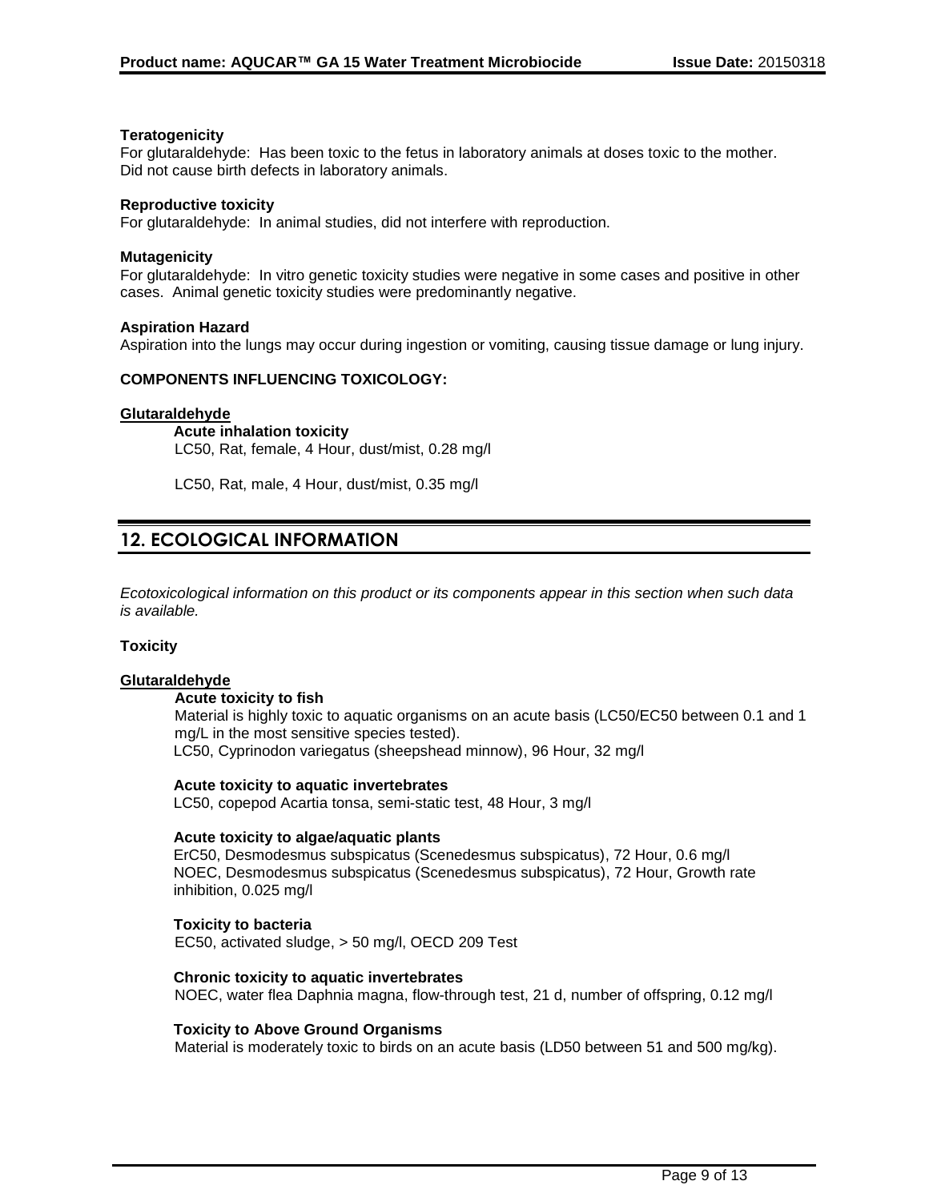**Teratogenicity**
For glutaraldehyde: Has been toxic to the fetus in laboratory animals at doses toxic to the mother. Did not cause birth defects in laboratory animals.

**Reproductive toxicity**
For glutaraldehyde: In animal studies, did not interfere with reproduction.

**Mutagenicity**
For glutaraldehyde: In vitro genetic toxicity studies were negative in some cases and positive in other cases. Animal genetic toxicity studies were predominantly negative.

**Aspiration Hazard**
Aspiration into the lungs may occur during ingestion or vomiting, causing tissue damage or lung injury.

**COMPONENTS INFLUENCING TOXICOLOGY:**

**Glutaraldehyde**

**Acute inhalation toxicity**
LC50, Rat, female, 4 Hour, dust/mist, 0.28 mg/l

LC50, Rat, male, 4 Hour, dust/mist, 0.35 mg/l

## 12. ECOLOGICAL INFORMATION

*Ecotoxicological information on this product or its components appear in this section when such data is available.*

**Toxicity**

**Glutaraldehyde**

**Acute toxicity to fish**
Material is highly toxic to aquatic organisms on an acute basis (LC50/EC50 between 0.1 and 1 mg/L in the most sensitive species tested).
LC50, Cyprinodon variegatus (sheepshead minnow), 96 Hour, 32 mg/l

**Acute toxicity to aquatic invertebrates**
LC50, copepod Acartia tonsa, semi-static test, 48 Hour, 3 mg/l

**Acute toxicity to algae/aquatic plants**
ErC50, Desmodesmus subspicatus (Scenedesmus subspicatus), 72 Hour, 0.6 mg/l
NOEC, Desmodesmus subspicatus (Scenedesmus subspicatus), 72 Hour, Growth rate inhibition, 0.025 mg/l

**Toxicity to bacteria**
EC50, activated sludge, > 50 mg/l, OECD 209 Test

**Chronic toxicity to aquatic invertebrates**
NOEC, water flea Daphnia magna, flow-through test, 21 d, number of offspring, 0.12 mg/l

**Toxicity to Above Ground Organisms**
Material is moderately toxic to birds on an acute basis (LD50 between 51 and 500 mg/kg).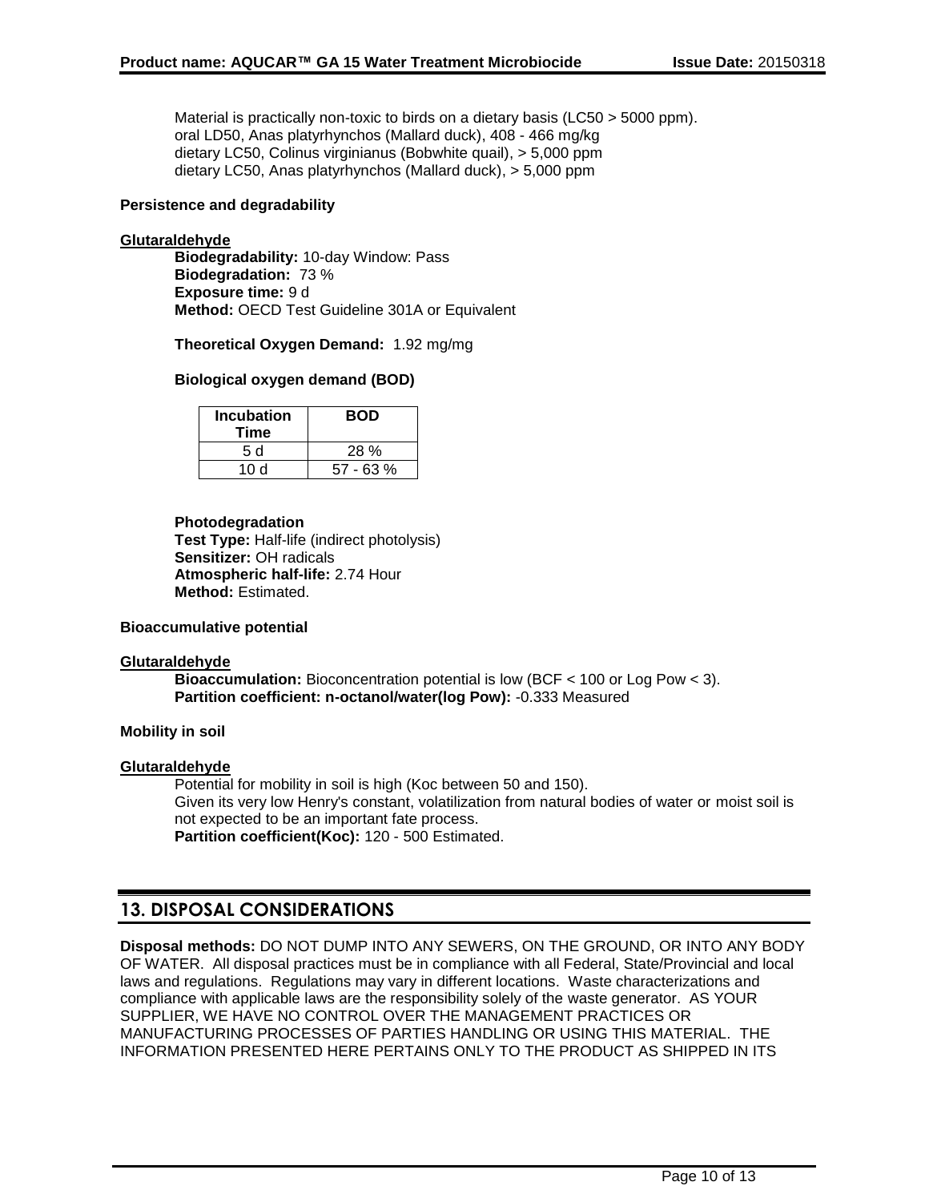Material is practically non-toxic to birds on a dietary basis (LC50 > 5000 ppm).
oral LD50, Anas platyrhynchos (Mallard duck), 408 - 466 mg/kg
dietary LC50, Colinus virginianus (Bobwhite quail), > 5,000 ppm
dietary LC50, Anas platyrhynchos (Mallard duck), > 5,000 ppm

**Persistence and degradability**

**Glutaraldehyde**

**Biodegradability:** 10-day Window: Pass
**Biodegradation:** 73 %
**Exposure time:** 9 d
**Method:** OECD Test Guideline 301A or Equivalent

**Theoretical Oxygen Demand:** 1.92 mg/mg

**Biological oxygen demand (BOD)**

| Incubation Time | BOD |
|---|---|
| 5 d | 28 % |
| 10 d | 57 - 63 % |

**Photodegradation**
**Test Type:** Half-life (indirect photolysis)
**Sensitizer:** OH radicals
**Atmospheric half-life:** 2.74 Hour
**Method:** Estimated.

**Bioaccumulative potential**

**Glutaraldehyde**

**Bioaccumulation:** Bioconcentration potential is low (BCF < 100 or Log Pow < 3).
**Partition coefficient: n-octanol/water(log Pow):** -0.333 Measured

**Mobility in soil**

**Glutaraldehyde**

Potential for mobility in soil is high (Koc between 50 and 150).
Given its very low Henry's constant, volatilization from natural bodies of water or moist soil is not expected to be an important fate process.
**Partition coefficient(Koc):** 120 - 500 Estimated.

## 13. DISPOSAL CONSIDERATIONS

**Disposal methods:** DO NOT DUMP INTO ANY SEWERS, ON THE GROUND, OR INTO ANY BODY OF WATER. All disposal practices must be in compliance with all Federal, State/Provincial and local laws and regulations. Regulations may vary in different locations. Waste characterizations and compliance with applicable laws are the responsibility solely of the waste generator. AS YOUR SUPPLIER, WE HAVE NO CONTROL OVER THE MANAGEMENT PRACTICES OR MANUFACTURING PROCESSES OF PARTIES HANDLING OR USING THIS MATERIAL. THE INFORMATION PRESENTED HERE PERTAINS ONLY TO THE PRODUCT AS SHIPPED IN ITS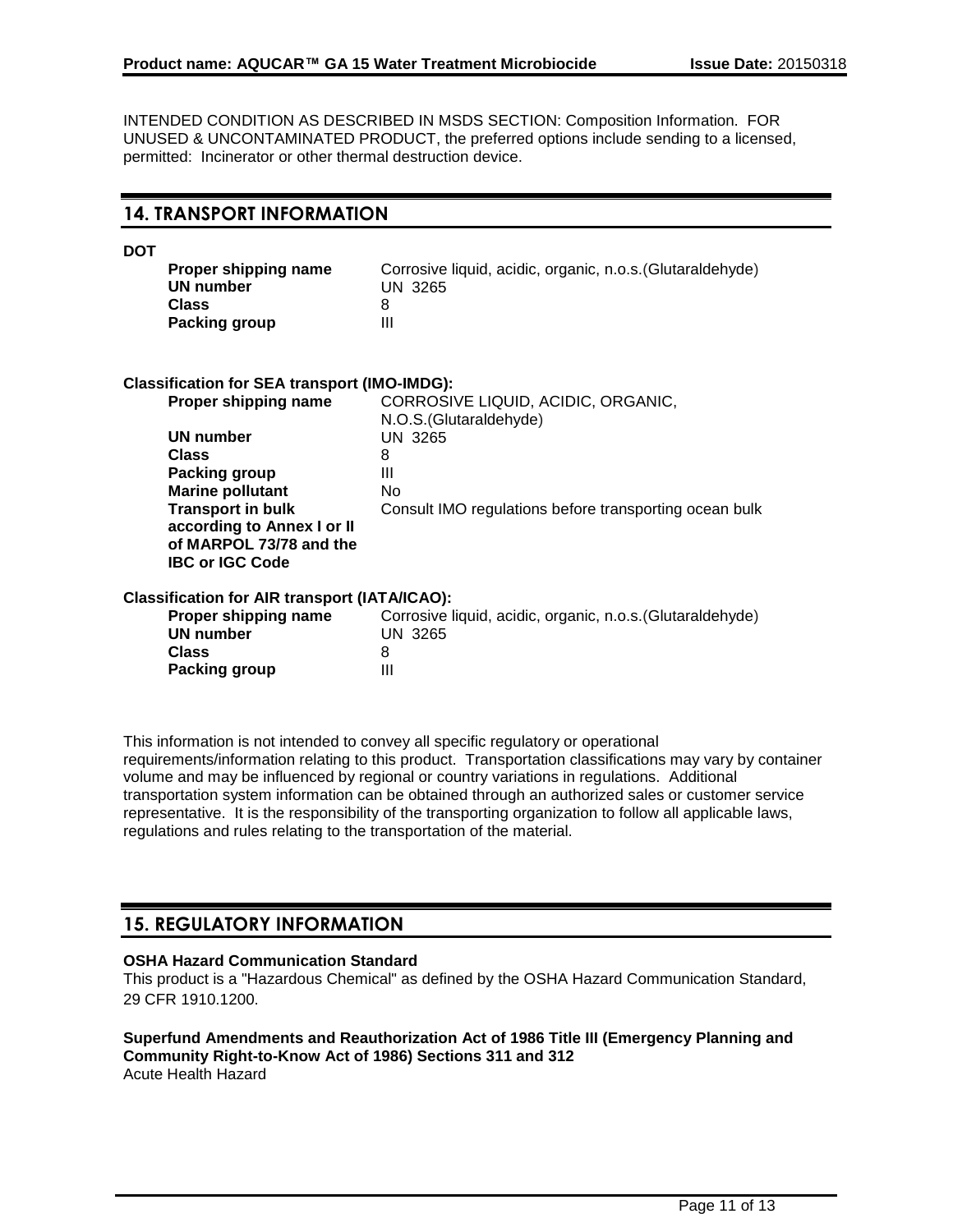INTENDED CONDITION AS DESCRIBED IN MSDS SECTION: Composition Information. FOR UNUSED & UNCONTAMINATED PRODUCT, the preferred options include sending to a licensed, permitted: Incinerator or other thermal destruction device.

## 14. TRANSPORT INFORMATION

**DOT**

| | |
|---|---|
| **Proper shipping name** | Corrosive liquid, acidic, organic, n.o.s.(Glutaraldehyde) |
| **UN number** | UN 3265 |
| **Class** | 8 |
| **Packing group** | III |

**Classification for SEA transport (IMO-IMDG):**

| | |
|---|---|
| **Proper shipping name** | CORROSIVE LIQUID, ACIDIC, ORGANIC, N.O.S.(Glutaraldehyde) |
| **UN number** | UN 3265 |
| **Class** | 8 |
| **Packing group** | III |
| **Marine pollutant** | No |
| **Transport in bulk according to Annex I or II of MARPOL 73/78 and the IBC or IGC Code** | Consult IMO regulations before transporting ocean bulk |

**Classification for AIR transport (IATA/ICAO):**

| | |
|---|---|
| **Proper shipping name** | Corrosive liquid, acidic, organic, n.o.s.(Glutaraldehyde) |
| **UN number** | UN 3265 |
| **Class** | 8 |
| **Packing group** | III |

This information is not intended to convey all specific regulatory or operational requirements/information relating to this product. Transportation classifications may vary by container volume and may be influenced by regional or country variations in regulations. Additional transportation system information can be obtained through an authorized sales or customer service representative. It is the responsibility of the transporting organization to follow all applicable laws, regulations and rules relating to the transportation of the material.

## 15. REGULATORY INFORMATION

**OSHA Hazard Communication Standard**

This product is a "Hazardous Chemical" as defined by the OSHA Hazard Communication Standard, 29 CFR 1910.1200.

**Superfund Amendments and Reauthorization Act of 1986 Title III (Emergency Planning and Community Right-to-Know Act of 1986) Sections 311 and 312**

Acute Health Hazard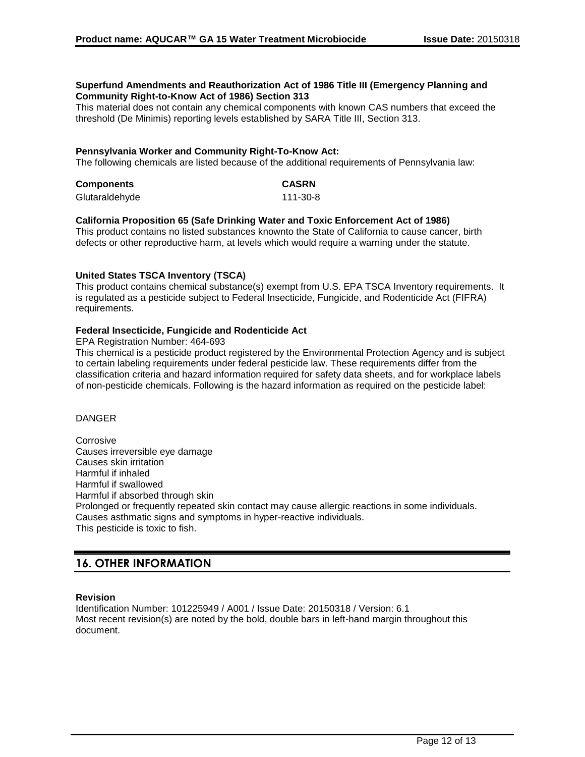**Superfund Amendments and Reauthorization Act of 1986 Title III (Emergency Planning and Community Right-to-Know Act of 1986) Section 313**

This material does not contain any chemical components with known CAS numbers that exceed the threshold (De Minimis) reporting levels established by SARA Title III, Section 313.

**Pennsylvania Worker and Community Right-To-Know Act:**

The following chemicals are listed because of the additional requirements of Pennsylvania law:

| Components | CASRN |
|---|---|
| Glutaraldehyde | 111-30-8 |

**California Proposition 65 (Safe Drinking Water and Toxic Enforcement Act of 1986)**

This product contains no listed substances knownto the State of California to cause cancer, birth defects or other reproductive harm, at levels which would require a warning under the statute.

**United States TSCA Inventory (TSCA)**

This product contains chemical substance(s) exempt from U.S. EPA TSCA Inventory requirements. It is regulated as a pesticide subject to Federal Insecticide, Fungicide, and Rodenticide Act (FIFRA) requirements.

**Federal Insecticide, Fungicide and Rodenticide Act**

EPA Registration Number: 464-693

This chemical is a pesticide product registered by the Environmental Protection Agency and is subject to certain labeling requirements under federal pesticide law. These requirements differ from the classification criteria and hazard information required for safety data sheets, and for workplace labels of non-pesticide chemicals. Following is the hazard information as required on the pesticide label:

DANGER

Corrosive
Causes irreversible eye damage
Causes skin irritation
Harmful if inhaled
Harmful if swallowed
Harmful if absorbed through skin
Prolonged or frequently repeated skin contact may cause allergic reactions in some individuals.
Causes asthmatic signs and symptoms in hyper-reactive individuals.
This pesticide is toxic to fish.

## 16. OTHER INFORMATION

**Revision**

Identification Number: 101225949 / A001 / Issue Date: 20150318 / Version: 6.1
Most recent revision(s) are noted by the bold, double bars in left-hand margin throughout this document.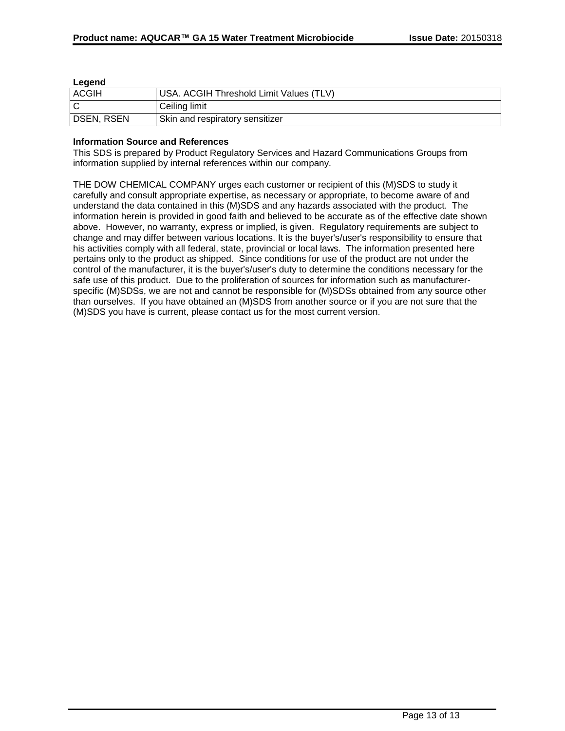**Legend**

| | |
|---|---|
| ACGIH | USA. ACGIH Threshold Limit Values (TLV) |
| C | Ceiling limit |
| DSEN, RSEN | Skin and respiratory sensitizer |

**Information Source and References**

This SDS is prepared by Product Regulatory Services and Hazard Communications Groups from information supplied by internal references within our company.

THE DOW CHEMICAL COMPANY urges each customer or recipient of this (M)SDS to study it carefully and consult appropriate expertise, as necessary or appropriate, to become aware of and understand the data contained in this (M)SDS and any hazards associated with the product. The information herein is provided in good faith and believed to be accurate as of the effective date shown above. However, no warranty, express or implied, is given. Regulatory requirements are subject to change and may differ between various locations. It is the buyer's/user's responsibility to ensure that his activities comply with all federal, state, provincial or local laws. The information presented here pertains only to the product as shipped. Since conditions for use of the product are not under the control of the manufacturer, it is the buyer's/user's duty to determine the conditions necessary for the safe use of this product. Due to the proliferation of sources for information such as manufacturer-specific (M)SDSs, we are not and cannot be responsible for (M)SDSs obtained from any source other than ourselves. If you have obtained an (M)SDS from another source or if you are not sure that the (M)SDS you have is current, please contact us for the most current version.